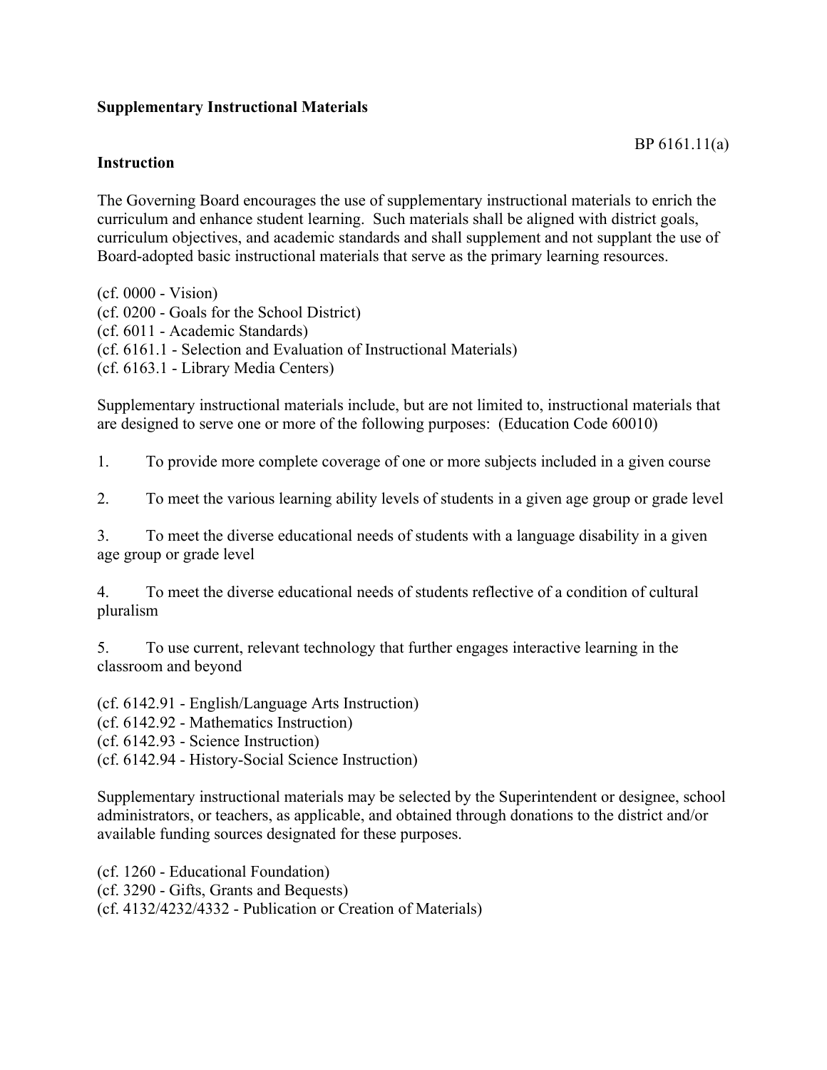**Supplementary Instructional Materials**

BP 6161.11(a)

**Instruction**

The Governing Board encourages the use of supplementary instructional materials to enrich the curriculum and enhance student learning. Such materials shall be aligned with district goals, curriculum objectives, and academic standards and shall supplement and not supplant the use of Board-adopted basic instructional materials that serve as the primary learning resources.

(cf. 0000 - Vision)
(cf. 0200 - Goals for the School District)
(cf. 6011 - Academic Standards)
(cf. 6161.1 - Selection and Evaluation of Instructional Materials)
(cf. 6163.1 - Library Media Centers)

Supplementary instructional materials include, but are not limited to, instructional materials that are designed to serve one or more of the following purposes: (Education Code 60010)

1. To provide more complete coverage of one or more subjects included in a given course

2. To meet the various learning ability levels of students in a given age group or grade level

3. To meet the diverse educational needs of students with a language disability in a given age group or grade level

4. To meet the diverse educational needs of students reflective of a condition of cultural pluralism

5. To use current, relevant technology that further engages interactive learning in the classroom and beyond

(cf. 6142.91 - English/Language Arts Instruction)
(cf. 6142.92 - Mathematics Instruction)
(cf. 6142.93 - Science Instruction)
(cf. 6142.94 - History-Social Science Instruction)

Supplementary instructional materials may be selected by the Superintendent or designee, school administrators, or teachers, as applicable, and obtained through donations to the district and/or available funding sources designated for these purposes.

(cf. 1260 - Educational Foundation)
(cf. 3290 - Gifts, Grants and Bequests)
(cf. 4132/4232/4332 - Publication or Creation of Materials)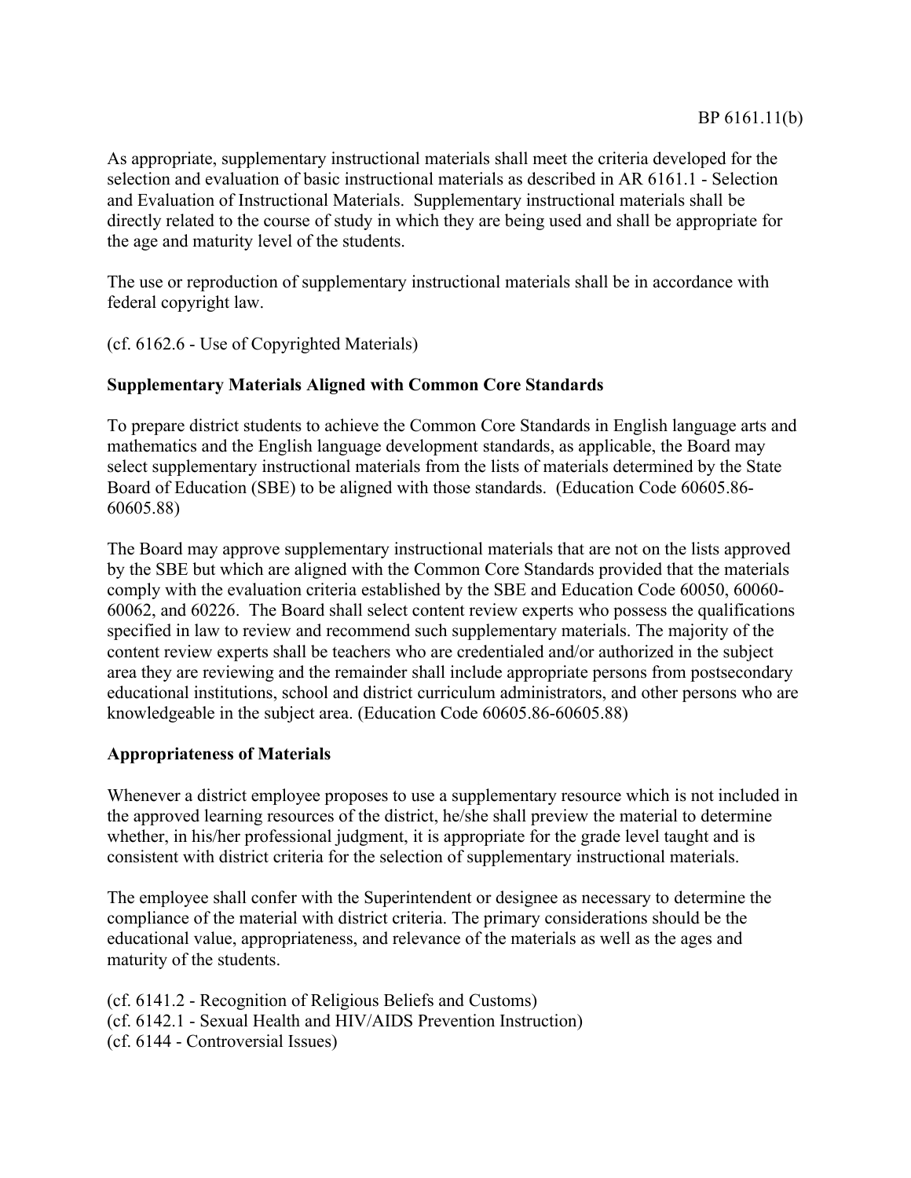As appropriate, supplementary instructional materials shall meet the criteria developed for the selection and evaluation of basic instructional materials as described in AR 6161.1 - Selection and Evaluation of Instructional Materials. Supplementary instructional materials shall be directly related to the course of study in which they are being used and shall be appropriate for the age and maturity level of the students.

The use or reproduction of supplementary instructional materials shall be in accordance with federal copyright law.

(cf. 6162.6 - Use of Copyrighted Materials)

**Supplementary Materials Aligned with Common Core Standards**

To prepare district students to achieve the Common Core Standards in English language arts and mathematics and the English language development standards, as applicable, the Board may select supplementary instructional materials from the lists of materials determined by the State Board of Education (SBE) to be aligned with those standards. (Education Code 60605.86-60605.88)

The Board may approve supplementary instructional materials that are not on the lists approved by the SBE but which are aligned with the Common Core Standards provided that the materials comply with the evaluation criteria established by the SBE and Education Code 60050, 60060-60062, and 60226. The Board shall select content review experts who possess the qualifications specified in law to review and recommend such supplementary materials. The majority of the content review experts shall be teachers who are credentialed and/or authorized in the subject area they are reviewing and the remainder shall include appropriate persons from postsecondary educational institutions, school and district curriculum administrators, and other persons who are knowledgeable in the subject area. (Education Code 60605.86-60605.88)

**Appropriateness of Materials**

Whenever a district employee proposes to use a supplementary resource which is not included in the approved learning resources of the district, he/she shall preview the material to determine whether, in his/her professional judgment, it is appropriate for the grade level taught and is consistent with district criteria for the selection of supplementary instructional materials.

The employee shall confer with the Superintendent or designee as necessary to determine the compliance of the material with district criteria. The primary considerations should be the educational value, appropriateness, and relevance of the materials as well as the ages and maturity of the students.

(cf. 6141.2 - Recognition of Religious Beliefs and Customs)
(cf. 6142.1 - Sexual Health and HIV/AIDS Prevention Instruction)
(cf. 6144 - Controversial Issues)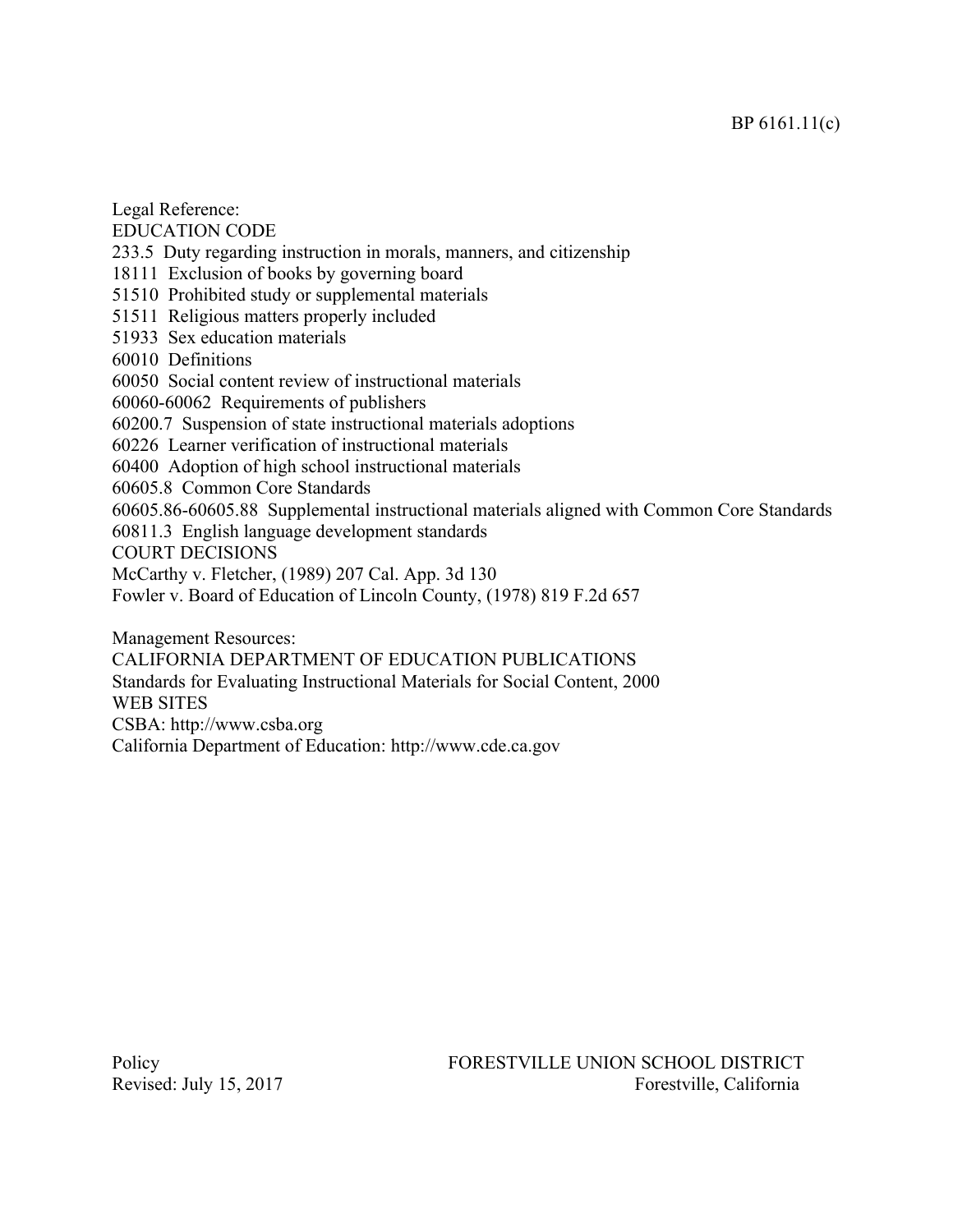Legal Reference:

EDUCATION CODE

233.5 Duty regarding instruction in morals, manners, and citizenship

18111 Exclusion of books by governing board

51510 Prohibited study or supplemental materials

51511 Religious matters properly included

51933 Sex education materials

60010 Definitions

60050 Social content review of instructional materials

60060-60062 Requirements of publishers

60200.7 Suspension of state instructional materials adoptions

60226 Learner verification of instructional materials

60400 Adoption of high school instructional materials

60605.8 Common Core Standards

60605.86-60605.88 Supplemental instructional materials aligned with Common Core Standards

60811.3 English language development standards

COURT DECISIONS

McCarthy v. Fletcher, (1989) 207 Cal. App. 3d 130

Fowler v. Board of Education of Lincoln County, (1978) 819 F.2d 657

Management Resources:

CALIFORNIA DEPARTMENT OF EDUCATION PUBLICATIONS

Standards for Evaluating Instructional Materials for Social Content, 2000

WEB SITES

CSBA: http://www.csba.org

California Department of Education: http://www.cde.ca.gov

Policy
Revised: July 15, 2017

FORESTVILLE UNION SCHOOL DISTRICT
Forestville, California